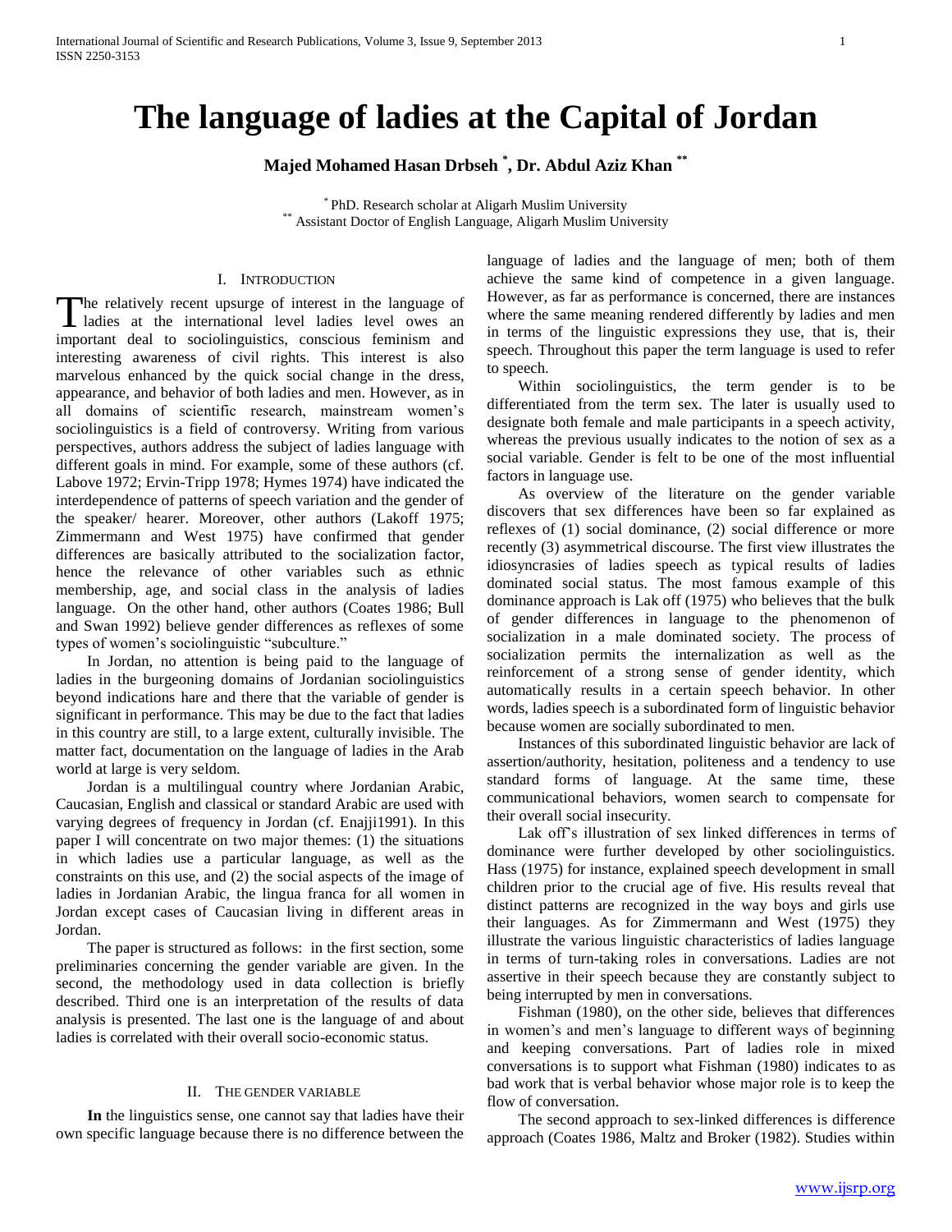# The language of ladies at the Capital of Jordan

**Majed Mohamed Hasan Drbseh [*], Dr. Abdul Aziz Khan [**]**

[*] PhD. Research scholar at Aligarh Muslim University
[**] Assistant Doctor of English Language, Aligarh Muslim University

## I. Introduction

The relatively recent upsurge of interest in the language of ladies at the international level ladies level owes an important deal to sociolinguistics, conscious feminism and interesting awareness of civil rights. This interest is also marvelous enhanced by the quick social change in the dress, appearance, and behavior of both ladies and men. However, as in all domains of scientific research, mainstream women's sociolinguistics is a field of controversy. Writing from various perspectives, authors address the subject of ladies language with different goals in mind. For example, some of these authors (cf. Labove 1972; Ervin-Tripp 1978; Hymes 1974) have indicated the interdependence of patterns of speech variation and the gender of the speaker/ hearer. Moreover, other authors (Lakoff 1975; Zimmermann and West 1975) have confirmed that gender differences are basically attributed to the socialization factor, hence the relevance of other variables such as ethnic membership, age, and social class in the analysis of ladies language. On the other hand, other authors (Coates 1986; Bull and Swan 1992) believe gender differences as reflexes of some types of women's sociolinguistic "subculture."

In Jordan, no attention is being paid to the language of ladies in the burgeoning domains of Jordanian sociolinguistics beyond indications hare and there that the variable of gender is significant in performance. This may be due to the fact that ladies in this country are still, to a large extent, culturally invisible. The matter fact, documentation on the language of ladies in the Arab world at large is very seldom.

Jordan is a multilingual country where Jordanian Arabic, Caucasian, English and classical or standard Arabic are used with varying degrees of frequency in Jordan (cf. Enajji1991). In this paper I will concentrate on two major themes: (1) the situations in which ladies use a particular language, as well as the constraints on this use, and (2) the social aspects of the image of ladies in Jordanian Arabic, the lingua franca for all women in Jordan except cases of Caucasian living in different areas in Jordan.

The paper is structured as follows: in the first section, some preliminaries concerning the gender variable are given. In the second, the methodology used in data collection is briefly described. Third one is an interpretation of the results of data analysis is presented. The last one is the language of and about ladies is correlated with their overall socio-economic status.

## II. The gender variable

**In** the linguistics sense, one cannot say that ladies have their own specific language because there is no difference between the language of ladies and the language of men; both of them achieve the same kind of competence in a given language. However, as far as performance is concerned, there are instances where the same meaning rendered differently by ladies and men in terms of the linguistic expressions they use, that is, their speech. Throughout this paper the term language is used to refer to speech.

Within sociolinguistics, the term gender is to be differentiated from the term sex. The later is usually used to designate both female and male participants in a speech activity, whereas the previous usually indicates to the notion of sex as a social variable. Gender is felt to be one of the most influential factors in language use.

As overview of the literature on the gender variable discovers that sex differences have been so far explained as reflexes of (1) social dominance, (2) social difference or more recently (3) asymmetrical discourse. The first view illustrates the idiosyncrasies of ladies speech as typical results of ladies dominated social status. The most famous example of this dominance approach is Lak off (1975) who believes that the bulk of gender differences in language to the phenomenon of socialization in a male dominated society. The process of socialization permits the internalization as well as the reinforcement of a strong sense of gender identity, which automatically results in a certain speech behavior. In other words, ladies speech is a subordinated form of linguistic behavior because women are socially subordinated to men.

Instances of this subordinated linguistic behavior are lack of assertion/authority, hesitation, politeness and a tendency to use standard forms of language. At the same time, these communicational behaviors, women search to compensate for their overall social insecurity.

Lak off's illustration of sex linked differences in terms of dominance were further developed by other sociolinguistics. Hass (1975) for instance, explained speech development in small children prior to the crucial age of five. His results reveal that distinct patterns are recognized in the way boys and girls use their languages. As for Zimmermann and West (1975) they illustrate the various linguistic characteristics of ladies language in terms of turn-taking roles in conversations. Ladies are not assertive in their speech because they are constantly subject to being interrupted by men in conversations.

Fishman (1980), on the other side, believes that differences in women's and men's language to different ways of beginning and keeping conversations. Part of ladies role in mixed conversations is to support what Fishman (1980) indicates to as bad work that is verbal behavior whose major role is to keep the flow of conversation.

The second approach to sex-linked differences is difference approach (Coates 1986, Maltz and Broker (1982). Studies within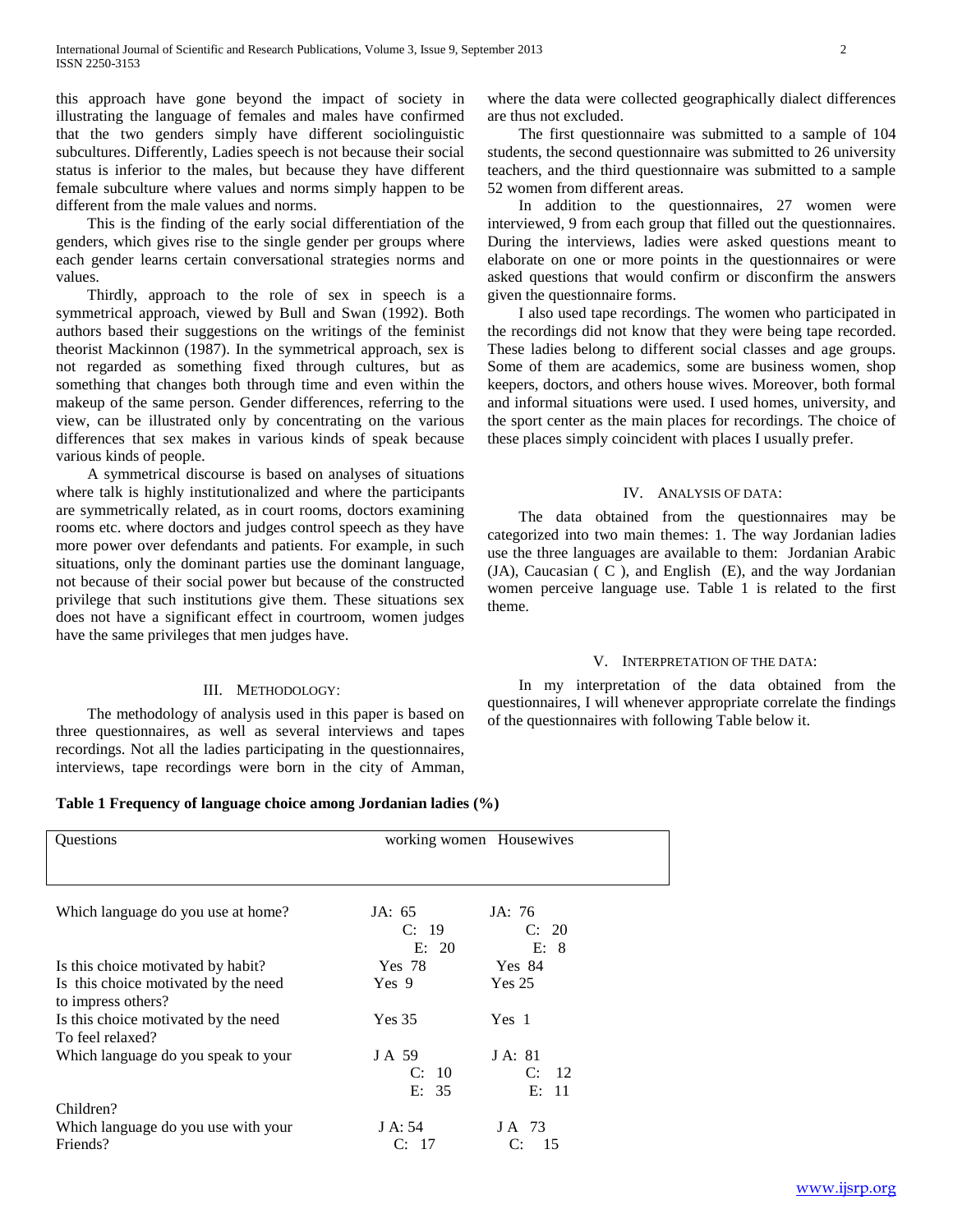this approach have gone beyond the impact of society in illustrating the language of females and males have confirmed that the two genders simply have different sociolinguistic subcultures. Differently, Ladies speech is not because their social status is inferior to the males, but because they have different female subculture where values and norms simply happen to be different from the male values and norms.

This is the finding of the early social differentiation of the genders, which gives rise to the single gender per groups where each gender learns certain conversational strategies norms and values.

Thirdly, approach to the role of sex in speech is a symmetrical approach, viewed by Bull and Swan (1992). Both authors based their suggestions on the writings of the feminist theorist Mackinnon (1987). In the symmetrical approach, sex is not regarded as something fixed through cultures, but as something that changes both through time and even within the makeup of the same person. Gender differences, referring to the view, can be illustrated only by concentrating on the various differences that sex makes in various kinds of speak because various kinds of people.

A symmetrical discourse is based on analyses of situations where talk is highly institutionalized and where the participants are symmetrically related, as in court rooms, doctors examining rooms etc. where doctors and judges control speech as they have more power over defendants and patients. For example, in such situations, only the dominant parties use the dominant language, not because of their social power but because of the constructed privilege that such institutions give them. These situations sex does not have a significant effect in courtroom, women judges have the same privileges that men judges have.

## III. Methodology:

The methodology of analysis used in this paper is based on three questionnaires, as well as several interviews and tapes recordings. Not all the ladies participating in the questionnaires, interviews, tape recordings were born in the city of Amman, where the data were collected geographically dialect differences are thus not excluded.

The first questionnaire was submitted to a sample of 104 students, the second questionnaire was submitted to 26 university teachers, and the third questionnaire was submitted to a sample 52 women from different areas.

In addition to the questionnaires, 27 women were interviewed, 9 from each group that filled out the questionnaires. During the interviews, ladies were asked questions meant to elaborate on one or more points in the questionnaires or were asked questions that would confirm or disconfirm the answers given the questionnaire forms.

I also used tape recordings. The women who participated in the recordings did not know that they were being tape recorded. These ladies belong to different social classes and age groups. Some of them are academics, some are business women, shop keepers, doctors, and others house wives. Moreover, both formal and informal situations were used. I used homes, university, and the sport center as the main places for recordings. The choice of these places simply coincident with places I usually prefer.

## IV. Analysis of Data:

The data obtained from the questionnaires may be categorized into two main themes: 1. The way Jordanian ladies use the three languages are available to them: Jordanian Arabic (JA), Caucasian ( C ), and English (E), and the way Jordanian women perceive language use. Table 1 is related to the first theme.

## V. Interpretation of the Data:

In my interpretation of the data obtained from the questionnaires, I will whenever appropriate correlate the findings of the questionnaires with following Table below it.

**Table 1 Frequency of language choice among Jordanian ladies (%)**

| Questions | working women | Housewives |
|---|---|---|
| Which language do you use at home? | JA: 65<br>C: 19<br>E: 20 | JA: 76<br>C: 20<br>E: 8 |
| Is this choice motivated by habit? | Yes 78 | Yes 84 |
| Is this choice motivated by the need to impress others? | Yes 9 | Yes 25 |
| Is this choice motivated by the need To feel relaxed? | Yes 35 | Yes 1 |
| Which language do you speak to your Children? | J A 59<br>C: 10<br>E: 35 | J A: 81<br>C: 12<br>E: 11 |
| Which language do you use with your Friends? | J A: 54<br>C: 17 | J A 73<br>C: 15 |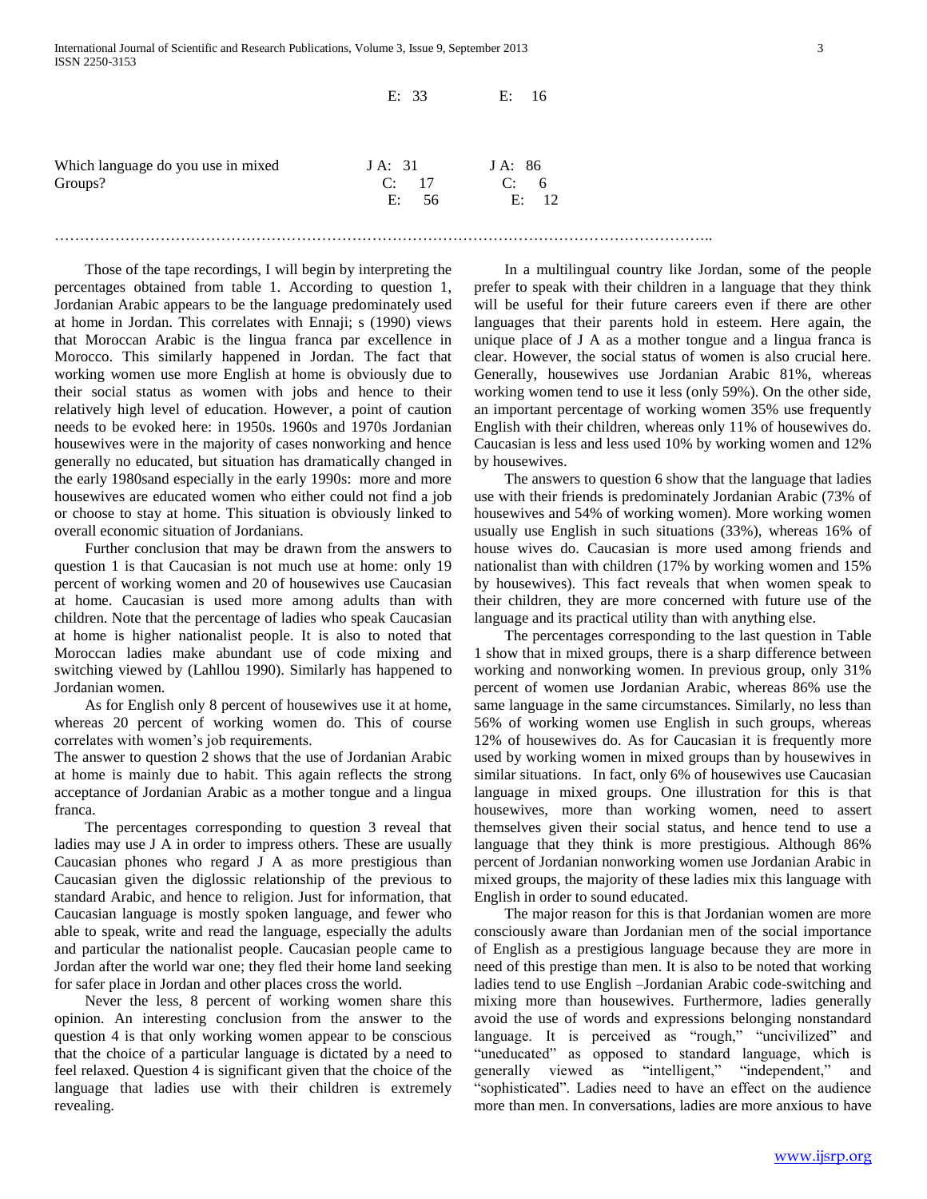| | | |
|---|---|---|
| | E: 33 | E: 16 |
| Which language do you use in mixed Groups? | J A: 31<br>C: 17<br>E: 56 | J A: 86<br>C: 6<br>E: 12 |

……………………………………………………………………………………………………………………..

Those of the tape recordings, I will begin by interpreting the percentages obtained from table 1. According to question 1, Jordanian Arabic appears to be the language predominately used at home in Jordan. This correlates with Ennaji; s (1990) views that Moroccan Arabic is the lingua franca par excellence in Morocco. This similarly happened in Jordan. The fact that working women use more English at home is obviously due to their social status as women with jobs and hence to their relatively high level of education. However, a point of caution needs to be evoked here: in 1950s. 1960s and 1970s Jordanian housewives were in the majority of cases nonworking and hence generally no educated, but situation has dramatically changed in the early 1980sand especially in the early 1990s: more and more housewives are educated women who either could not find a job or choose to stay at home. This situation is obviously linked to overall economic situation of Jordanians.

Further conclusion that may be drawn from the answers to question 1 is that Caucasian is not much use at home: only 19 percent of working women and 20 of housewives use Caucasian at home. Caucasian is used more among adults than with children. Note that the percentage of ladies who speak Caucasian at home is higher nationalist people. It is also to noted that Moroccan ladies make abundant use of code mixing and switching viewed by (Lahllou 1990). Similarly has happened to Jordanian women.

As for English only 8 percent of housewives use it at home, whereas 20 percent of working women do. This of course correlates with women's job requirements.

The answer to question 2 shows that the use of Jordanian Arabic at home is mainly due to habit. This again reflects the strong acceptance of Jordanian Arabic as a mother tongue and a lingua franca.

The percentages corresponding to question 3 reveal that ladies may use J A in order to impress others. These are usually Caucasian phones who regard J A as more prestigious than Caucasian given the diglossic relationship of the previous to standard Arabic, and hence to religion. Just for information, that Caucasian language is mostly spoken language, and fewer who able to speak, write and read the language, especially the adults and particular the nationalist people. Caucasian people came to Jordan after the world war one; they fled their home land seeking for safer place in Jordan and other places cross the world.

Never the less, 8 percent of working women share this opinion. An interesting conclusion from the answer to the question 4 is that only working women appear to be conscious that the choice of a particular language is dictated by a need to feel relaxed. Question 4 is significant given that the choice of the language that ladies use with their children is extremely revealing.

In a multilingual country like Jordan, some of the people prefer to speak with their children in a language that they think will be useful for their future careers even if there are other languages that their parents hold in esteem. Here again, the unique place of J A as a mother tongue and a lingua franca is clear. However, the social status of women is also crucial here. Generally, housewives use Jordanian Arabic 81%, whereas working women tend to use it less (only 59%). On the other side, an important percentage of working women 35% use frequently English with their children, whereas only 11% of housewives do. Caucasian is less and less used 10% by working women and 12% by housewives.

The answers to question 6 show that the language that ladies use with their friends is predominately Jordanian Arabic (73% of housewives and 54% of working women). More working women usually use English in such situations (33%), whereas 16% of house wives do. Caucasian is more used among friends and nationalist than with children (17% by working women and 15% by housewives). This fact reveals that when women speak to their children, they are more concerned with future use of the language and its practical utility than with anything else.

The percentages corresponding to the last question in Table 1 show that in mixed groups, there is a sharp difference between working and nonworking women. In previous group, only 31% percent of women use Jordanian Arabic, whereas 86% use the same language in the same circumstances. Similarly, no less than 56% of working women use English in such groups, whereas 12% of housewives do. As for Caucasian it is frequently more used by working women in mixed groups than by housewives in similar situations. In fact, only 6% of housewives use Caucasian language in mixed groups. One illustration for this is that housewives, more than working women, need to assert themselves given their social status, and hence tend to use a language that they think is more prestigious. Although 86% percent of Jordanian nonworking women use Jordanian Arabic in mixed groups, the majority of these ladies mix this language with English in order to sound educated.

The major reason for this is that Jordanian women are more consciously aware than Jordanian men of the social importance of English as a prestigious language because they are more in need of this prestige than men. It is also to be noted that working ladies tend to use English –Jordanian Arabic code-switching and mixing more than housewives. Furthermore, ladies generally avoid the use of words and expressions belonging nonstandard language. It is perceived as "rough," "uncivilized" and "uneducated" as opposed to standard language, which is generally viewed as "intelligent," "independent," and "sophisticated". Ladies need to have an effect on the audience more than men. In conversations, ladies are more anxious to have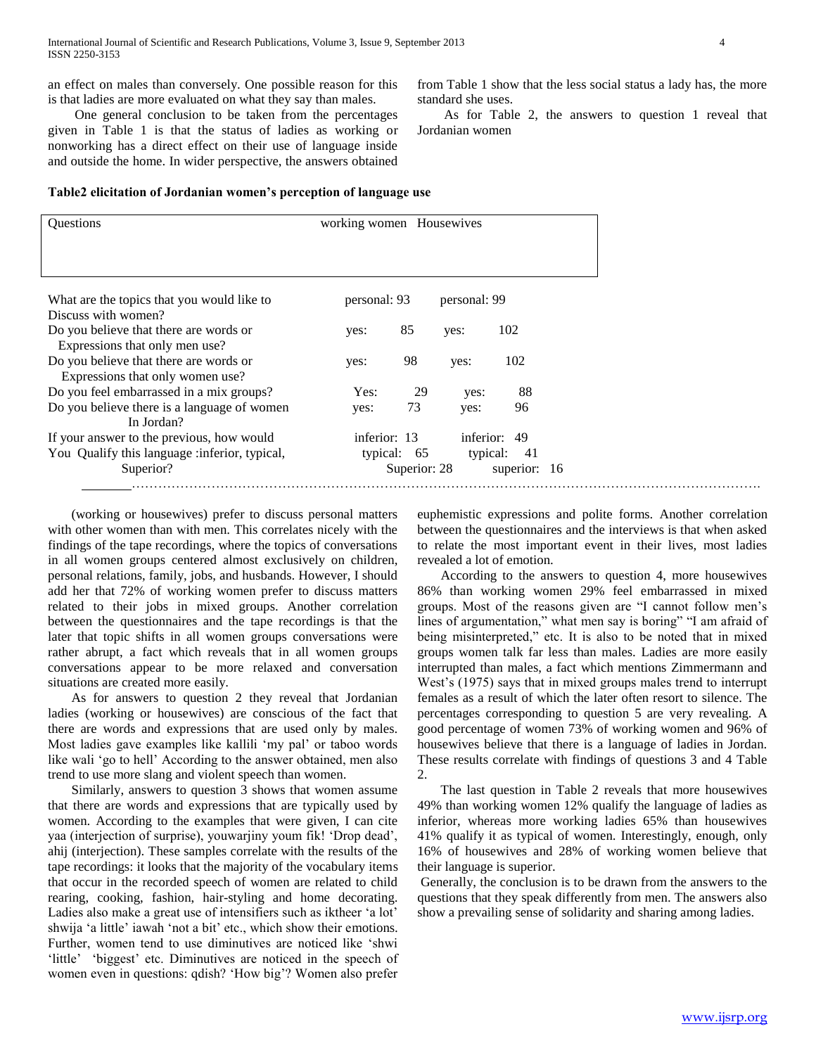an effect on males than conversely. One possible reason for this is that ladies are more evaluated on what they say than males.

One general conclusion to be taken from the percentages given in Table 1 is that the status of ladies as working or nonworking has a direct effect on their use of language inside and outside the home. In wider perspective, the answers obtained from Table 1 show that the less social status a lady has, the more standard she uses.

As for Table 2, the answers to question 1 reveal that Jordanian women

**Table2 elicitation of Jordanian women's perception of language use**

| Questions | working women | Housewives |
|---|---|---|
| What are the topics that you would like to Discuss with women? | personal: 93 | personal: 99 |
| Do you believe that there are words or Expressions that only men use? | yes: 85 | yes: 102 |
| Do you believe that there are words or Expressions that only women use? | yes: 98 | yes: 102 |
| Do you feel embarrassed in a mix groups? | Yes: 29 | yes: 88 |
| Do you believe there is a language of women In Jordan? | yes: 73 | yes: 96 |
| If your answer to the previous, how would You Qualify this language :inferior, typical, Superior? | inferior: 13<br>typical: 65<br>Superior: 28 | inferior: 49<br>typical: 41<br>superior: 16 |

(working or housewives) prefer to discuss personal matters with other women than with men. This correlates nicely with the findings of the tape recordings, where the topics of conversations in all women groups centered almost exclusively on children, personal relations, family, jobs, and husbands. However, I should add her that 72% of working women prefer to discuss matters related to their jobs in mixed groups. Another correlation between the questionnaires and the tape recordings is that the later that topic shifts in all women groups conversations were rather abrupt, a fact which reveals that in all women groups conversations appear to be more relaxed and conversation situations are created more easily.

As for answers to question 2 they reveal that Jordanian ladies (working or housewives) are conscious of the fact that there are words and expressions that are used only by males. Most ladies gave examples like kallili 'my pal' or taboo words like wali 'go to hell' According to the answer obtained, men also trend to use more slang and violent speech than women.

Similarly, answers to question 3 shows that women assume that there are words and expressions that are typically used by women. According to the examples that were given, I can cite yaa (interjection of surprise), youwarjiny youm fik! 'Drop dead', ahij (interjection). These samples correlate with the results of the tape recordings: it looks that the majority of the vocabulary items that occur in the recorded speech of women are related to child rearing, cooking, fashion, hair-styling and home decorating. Ladies also make a great use of intensifiers such as iktheer 'a lot' shwija 'a little' iawah 'not a bit' etc., which show their emotions. Further, women tend to use diminutives are noticed like 'shwi 'little' 'biggest' etc. Diminutives are noticed in the speech of women even in questions: qdish? 'How big'? Women also prefer euphemistic expressions and polite forms. Another correlation between the questionnaires and the interviews is that when asked to relate the most important event in their lives, most ladies revealed a lot of emotion.

According to the answers to question 4, more housewives 86% than working women 29% feel embarrassed in mixed groups. Most of the reasons given are "I cannot follow men's lines of argumentation," what men say is boring" "I am afraid of being misinterpreted," etc. It is also to be noted that in mixed groups women talk far less than males. Ladies are more easily interrupted than males, a fact which mentions Zimmermann and West's (1975) says that in mixed groups males trend to interrupt females as a result of which the later often resort to silence. The percentages corresponding to question 5 are very revealing. A good percentage of women 73% of working women and 96% of housewives believe that there is a language of ladies in Jordan. These results correlate with findings of questions 3 and 4 Table 2.

The last question in Table 2 reveals that more housewives 49% than working women 12% qualify the language of ladies as inferior, whereas more working ladies 65% than housewives 41% qualify it as typical of women. Interestingly, enough, only 16% of housewives and 28% of working women believe that their language is superior.

Generally, the conclusion is to be drawn from the answers to the questions that they speak differently from men. The answers also show a prevailing sense of solidarity and sharing among ladies.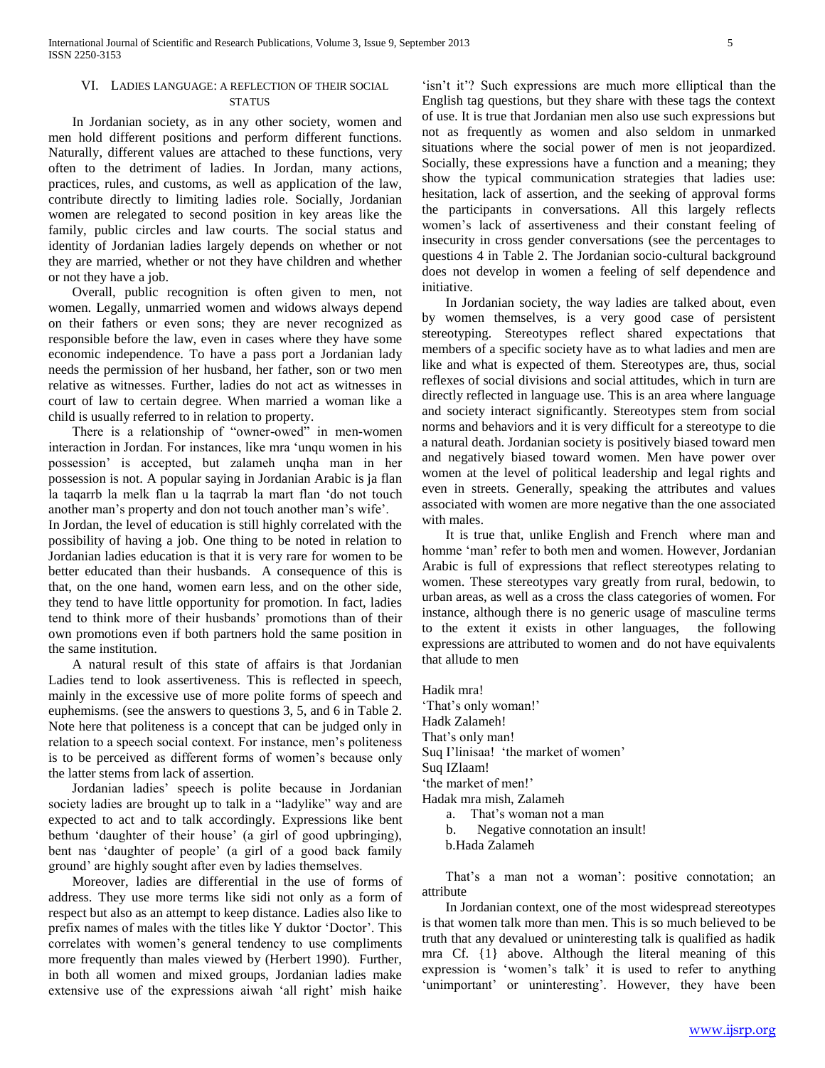## VI. LADIES LANGUAGE: A REFLECTION OF THEIR SOCIAL STATUS

In Jordanian society, as in any other society, women and men hold different positions and perform different functions. Naturally, different values are attached to these functions, very often to the detriment of ladies. In Jordan, many actions, practices, rules, and customs, as well as application of the law, contribute directly to limiting ladies role. Socially, Jordanian women are relegated to second position in key areas like the family, public circles and law courts. The social status and identity of Jordanian ladies largely depends on whether or not they are married, whether or not they have children and whether or not they have a job.

Overall, public recognition is often given to men, not women. Legally, unmarried women and widows always depend on their fathers or even sons; they are never recognized as responsible before the law, even in cases where they have some economic independence. To have a pass port a Jordanian lady needs the permission of her husband, her father, son or two men relative as witnesses. Further, ladies do not act as witnesses in court of law to certain degree. When married a woman like a child is usually referred to in relation to property.

There is a relationship of "owner-owed" in men-women interaction in Jordan. For instances, like mra 'unqu women in his possession' is accepted, but zalameh unqha man in her possession is not. A popular saying in Jordanian Arabic is ja flan la taqarrb la melk flan u la taqrrab la mart flan 'do not touch another man's property and don not touch another man's wife'.

In Jordan, the level of education is still highly correlated with the possibility of having a job. One thing to be noted in relation to Jordanian ladies education is that it is very rare for women to be better educated than their husbands. A consequence of this is that, on the one hand, women earn less, and on the other side, they tend to have little opportunity for promotion. In fact, ladies tend to think more of their husbands' promotions than of their own promotions even if both partners hold the same position in the same institution.

A natural result of this state of affairs is that Jordanian Ladies tend to look assertiveness. This is reflected in speech, mainly in the excessive use of more polite forms of speech and euphemisms. (see the answers to questions 3, 5, and 6 in Table 2. Note here that politeness is a concept that can be judged only in relation to a speech social context. For instance, men's politeness is to be perceived as different forms of women's because only the latter stems from lack of assertion.

Jordanian ladies' speech is polite because in Jordanian society ladies are brought up to talk in a "ladylike" way and are expected to act and to talk accordingly. Expressions like bent bethum 'daughter of their house' (a girl of good upbringing), bent nas 'daughter of people' (a girl of a good back family ground' are highly sought after even by ladies themselves.

Moreover, ladies are differential in the use of forms of address. They use more terms like sidi not only as a form of respect but also as an attempt to keep distance. Ladies also like to prefix names of males with the titles like Y duktor 'Doctor'. This correlates with women's general tendency to use compliments more frequently than males viewed by (Herbert 1990). Further, in both all women and mixed groups, Jordanian ladies make extensive use of the expressions aiwah 'all right' mish haike 'isn't it'? Such expressions are much more elliptical than the English tag questions, but they share with these tags the context of use. It is true that Jordanian men also use such expressions but not as frequently as women and also seldom in unmarked situations where the social power of men is not jeopardized. Socially, these expressions have a function and a meaning; they show the typical communication strategies that ladies use: hesitation, lack of assertion, and the seeking of approval forms the participants in conversations. All this largely reflects women's lack of assertiveness and their constant feeling of insecurity in cross gender conversations (see the percentages to questions 4 in Table 2. The Jordanian socio-cultural background does not develop in women a feeling of self dependence and initiative.

In Jordanian society, the way ladies are talked about, even by women themselves, is a very good case of persistent stereotyping. Stereotypes reflect shared expectations that members of a specific society have as to what ladies and men are like and what is expected of them. Stereotypes are, thus, social reflexes of social divisions and social attitudes, which in turn are directly reflected in language use. This is an area where language and society interact significantly. Stereotypes stem from social norms and behaviors and it is very difficult for a stereotype to die a natural death. Jordanian society is positively biased toward men and negatively biased toward women. Men have power over women at the level of political leadership and legal rights and even in streets. Generally, speaking the attributes and values associated with women are more negative than the one associated with males.

It is true that, unlike English and French where man and homme 'man' refer to both men and women. However, Jordanian Arabic is full of expressions that reflect stereotypes relating to women. These stereotypes vary greatly from rural, bedowin, to urban areas, as well as a cross the class categories of women. For instance, although there is no generic usage of masculine terms to the extent it exists in other languages, the following expressions are attributed to women and do not have equivalents that allude to men

Hadik mra!
'That's only woman!'
Hadk Zalameh!
That's only man!
Suq I'linisaa! 'the market of women'
Suq IZlaam!
'the market of men!'
Hadak mra mish, Zalameh

a. That's woman not a man
b. Negative connotation an insult!
b.Hada Zalameh

That's a man not a woman': positive connotation; an attribute

In Jordanian context, one of the most widespread stereotypes is that women talk more than men. This is so much believed to be truth that any devalued or uninteresting talk is qualified as hadik mra Cf. {1} above. Although the literal meaning of this expression is 'women's talk' it is used to refer to anything 'unimportant' or uninteresting'. However, they have been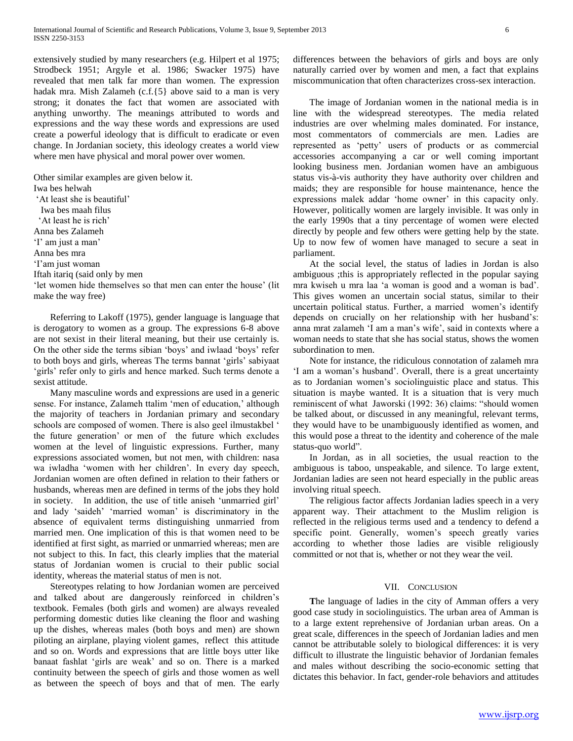extensively studied by many researchers (e.g. Hilpert et al 1975; Strodbeck 1951; Argyle et al. 1986; Swacker 1975) have revealed that men talk far more than women. The expression hadak mra. Mish Zalameh (c.f.{5} above said to a man is very strong; it donates the fact that women are associated with anything unworthy. The meanings attributed to words and expressions and the way these words and expressions are used create a powerful ideology that is difficult to eradicate or even change. In Jordanian society, this ideology creates a world view where men have physical and moral power over women.

Other similar examples are given below it.
Iwa bes helwah
'At least she is beautiful'
Iwa bes maah filus
'At least he is rich'
Anna bes Zalameh
'I' am just a man'
Anna bes mra
'I'am just woman
Iftah itariq (said only by men
'let women hide themselves so that men can enter the house' (lit make the way free)

Referring to Lakoff (1975), gender language is language that is derogatory to women as a group. The expressions 6-8 above are not sexist in their literal meaning, but their use certainly is. On the other side the terms sibian 'boys' and iwlaad 'boys' refer to both boys and girls, whereas The terms bannat 'girls' sabiyaat 'girls' refer only to girls and hence marked. Such terms denote a sexist attitude.

Many masculine words and expressions are used in a generic sense. For instance, Zalameh ttalim 'men of education,' although the majority of teachers in Jordanian primary and secondary schools are composed of women. There is also geel ilmustakbel ' the future generation' or men of the future which excludes women at the level of linguistic expressions. Further, many expressions associated women, but not men, with children: nasa wa iwladha 'women with her children'. In every day speech, Jordanian women are often defined in relation to their fathers or husbands, whereas men are defined in terms of the jobs they hold in society. In addition, the use of title aniseh 'unmarried girl' and lady 'saideh' 'married woman' is discriminatory in the absence of equivalent terms distinguishing unmarried from married men. One implication of this is that women need to be identified at first sight, as married or unmarried whereas; men are not subject to this. In fact, this clearly implies that the material status of Jordanian women is crucial to their public social identity, whereas the material status of men is not.

Stereotypes relating to how Jordanian women are perceived and talked about are dangerously reinforced in children's textbook. Females (both girls and women) are always revealed performing domestic duties like cleaning the floor and washing up the dishes, whereas males (both boys and men) are shown piloting an airplane, playing violent games, reflect this attitude and so on. Words and expressions that are little boys utter like banaat fashlat 'girls are weak' and so on. There is a marked continuity between the speech of girls and those women as well as between the speech of boys and that of men. The early differences between the behaviors of girls and boys are only naturally carried over by women and men, a fact that explains miscommunication that often characterizes cross-sex interaction.

The image of Jordanian women in the national media is in line with the widespread stereotypes. The media related industries are over whelming males dominated. For instance, most commentators of commercials are men. Ladies are represented as 'petty' users of products or as commercial accessories accompanying a car or well coming important looking business men. Jordanian women have an ambiguous status vis-à-vis authority they have authority over children and maids; they are responsible for house maintenance, hence the expressions malek addar 'home owner' in this capacity only. However, politically women are largely invisible. It was only in the early 1990s that a tiny percentage of women were elected directly by people and few others were getting help by the state. Up to now few of women have managed to secure a seat in parliament.

At the social level, the status of ladies in Jordan is also ambiguous ;this is appropriately reflected in the popular saying mra kwiseh u mra laa 'a woman is good and a woman is bad'. This gives women an uncertain social status, similar to their uncertain political status. Further, a married women's identify depends on crucially on her relationship with her husband's: anna mrat zalameh 'I am a man's wife', said in contexts where a woman needs to state that she has social status, shows the women subordination to men.

Note for instance, the ridiculous connotation of zalameh mra 'I am a woman's husband'. Overall, there is a great uncertainty as to Jordanian women's sociolinguistic place and status. This situation is maybe wanted. It is a situation that is very much reminiscent of what Jaworski (1992: 36) claims: "should women be talked about, or discussed in any meaningful, relevant terms, they would have to be unambiguously identified as women, and this would pose a threat to the identity and coherence of the male status-quo world".

In Jordan, as in all societies, the usual reaction to the ambiguous is taboo, unspeakable, and silence. To large extent, Jordanian ladies are seen not heard especially in the public areas involving ritual speech.

The religious factor affects Jordanian ladies speech in a very apparent way. Their attachment to the Muslim religion is reflected in the religious terms used and a tendency to defend a specific point. Generally, women's speech greatly varies according to whether those ladies are visible religiously committed or not that is, whether or not they wear the veil.

## VII. Conclusion

The language of ladies in the city of Amman offers a very good case study in sociolinguistics. The urban area of Amman is to a large extent reprehensive of Jordanian urban areas. On a great scale, differences in the speech of Jordanian ladies and men cannot be attributable solely to biological differences: it is very difficult to illustrate the linguistic behavior of Jordanian females and males without describing the socio-economic setting that dictates this behavior. In fact, gender-role behaviors and attitudes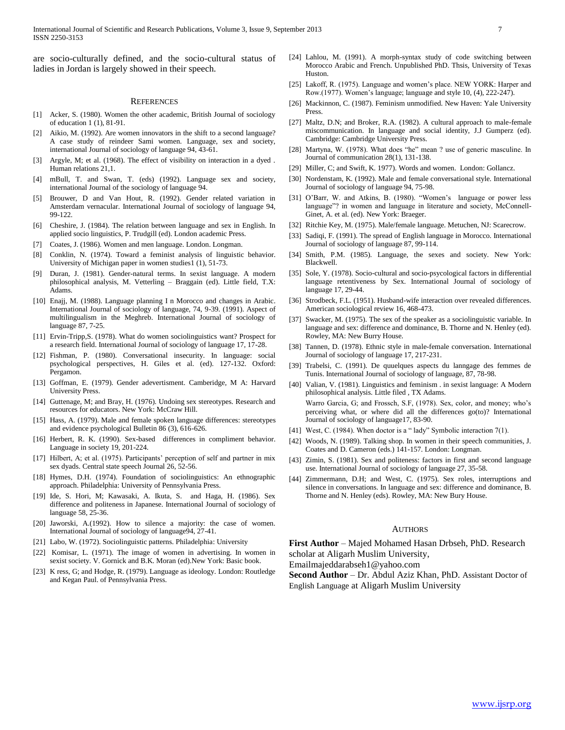are socio-culturally defined, and the socio-cultural status of ladies in Jordan is largely showed in their speech.

## REFERENCES

[1] Acker, S. (1980). Women the other academic, British Journal of sociology of education 1 (1), 81-91.

[2] Aikio, M. (1992). Are women innovators in the shift to a second language? A case study of reindeer Sami women. Language, sex and society, international Journal of sociology of language 94, 43-61.

[3] Argyle, M; et al. (1968). The effect of visibility on interaction in a dyed . Human relations 21,1.

[4] mBull, T. and Swan, T. (eds) (1992). Language sex and society, international Journal of the sociology of language 94.

[5] Brouwer, D and Van Hout, R. (1992). Gender related variation in Amsterdam vernacular. International Journal of sociology of language 94, 99-122.

[6] Cheshire, J. (1984). The relation between language and sex in English. In applied socio linguistics, P. Trudgill (ed). London academic Press.

[7] Coates, J. (1986). Women and men language. London. Longman.

[8] Conklin, N. (1974). Toward a feminist analysis of linguistic behavior. University of Michigan paper in women studies1 (1), 51-73.

[9] Duran, J. (1981). Gender-natural terms. In sexist language. A modern philosophical analysis, M. Vetterling – Braggain (ed). Little field, T.X: Adams.

[10] Enajj, M. (1988). Language planning I n Morocco and changes in Arabic. International Journal of sociology of language, 74, 9-39. (1991). Aspect of multilingualism in the Meghreb. International Journal of sociology of language 87, 7-25.

[11] Ervin-Tripp,S. (1978). What do women sociolinguistics want? Prospect for a research field. International Journal of sociology of language 17, 17-28.

[12] Fishman, P. (1980). Conversational insecurity. In language: social psychological perspectives, H. Giles et al. (ed). 127-132. Oxford: Pergamon.

[13] Goffman, E. (1979). Gender adevertisment. Camberidge, M A: Harvard University Press.

[14] Guttenage, M; and Bray, H. (1976). Undoing sex stereotypes. Research and resources for educators. New York: McCraw Hill.

[15] Hass, A. (1979). Male and female spoken language differences: stereotypes and evidence psychological Bulletin 86 (3), 616-626.

[16] Herbert, R. K. (1990). Sex-based differences in compliment behavior. Language in society 19, 201-224.

[17] Hilbert, A; et al. (1975). Participants' perception of self and partner in mix sex dyads. Central state speech Journal 26, 52-56.

[18] Hymes, D.H. (1974). Foundation of sociolinguistics: An ethnographic approach. Philadelphia: University of Pennsylvania Press.

[19] Ide, S. Hori, M; Kawasaki, A. Ikuta, S. and Haga, H. (1986). Sex difference and politeness in Japanese. International Journal of sociology of language 58, 25-36.

[20] Jaworski, A.(1992). How to silence a majority: the case of women. International Journal of sociology of language94, 27-41.

[21] Labo, W. (1972). Sociolinguistic patterns. Philadelphia: University

[22] Komisar, L. (1971). The image of women in advertising. In women in sexist society. V. Gornick and B.K. Moran (ed).New York: Basic book.

[23] K ress, G; and Hodge, R. (1979). Language as ideology. London: Routledge and Kegan Paul. of Pennsylvania Press.

[24] Lahlou, M. (1991). A morph-syntax study of code switching between Morocco Arabic and French. Unpublished PhD. Thsis, University of Texas Huston.

[25] Lakoff, R. (1975). Language and women's place. NEW YORK: Harper and Row.(1977). Women's language; language and style 10, (4), 222-247).

[26] Mackinnon, C. (1987). Feminism unmodified. New Haven: Yale University Press.

[27] Maltz, D.N; and Broker, R.A. (1982). A cultural approach to male-female miscommunication. In language and social identity, J.J Gumperz (ed). Cambridge: Cambridge University Press.

[28] Martyna, W. (1978). What does "he" mean ? use of generic masculine. In Journal of communication 28(1), 131-138.

[29] Miller, C; and Swift, K. 1977). Words and women. London: Gollancz.

[30] Nordenstam, K. (1992). Male and female conversational style. International Journal of sociology of language 94, 75-98.

[31] O'Barr, W. and Atkins, B. (1980). "Women's language or power less language"? in women and language in literature and society, McConnell-Ginet, A. et al. (ed). New York: Braeger.

[32] Ritchie Key, M. (1975). Male/female language. Metuchen, NJ: Scarecrow.

[33] Sadiqi, F. (1991). The spread of English language in Morocco. International Journal of sociology of language 87, 99-114.

[34] Smith, P.M. (1985). Language, the sexes and society. New York: Blackwell.

[35] Sole, Y. (1978). Socio-cultural and socio-psycological factors in differential language retentiveness by Sex. International Journal of sociology of language 17, 29-44.

[36] Strodbeck, F.L. (1951). Husband-wife interaction over revealed differences. American sociological review 16, 468-473.

[37] Swacker, M. (1975). The sex of the speaker as a sociolinguistic variable. In language and sex: difference and dominance, B. Thorne and N. Henley (ed). Rowley, MA: New Burry House.

[38] Tannen, D. (1978). Ethnic style in male-female conversation. International Journal of sociology of language 17, 217-231.

[39] Trabelsi, C. (1991). De quuelques aspects du lanngage des femmes de Tunis. International Journal of sociology of language, 87, 78-98.

[40] Valian, V. (1981). Linguistics and feminism . in sexist language: A Modern philosophical analysis. Little filed , TX Adams.

Warro Garcia, G; and Frossch, S.F, (1978). Sex, color, and money; who's perceiving what, or where did all the differences go(to)? International Journal of sociology of language17, 83-90.

[41] West, C. (1984). When doctor is a " lady" Symbolic interaction 7(1).

[42] Woods, N. (1989). Talking shop. In women in their speech communities, J. Coates and D. Cameron (eds.) 141-157. London: Longman.

[43] Zimin, S. (1981). Sex and politeness: factors in first and second language use. International Journal of sociology of language 27, 35-58.

[44] Zimmermann, D.H; and West, C. (1975). Sex roles, interruptions and silence in conversations. In language and sex: difference and dominance, B. Thorne and N. Henley (eds). Rowley, MA: New Bury House.

## AUTHORS

**First Author** – Majed Mohamed Hasan Drbseh, PhD. Research scholar at Aligarh Muslim University, Emailmajeddarabseh1@yahoo.com

**Second Author** – Dr. Abdul Aziz Khan, PhD. Assistant Doctor of English Language at Aligarh Muslim University